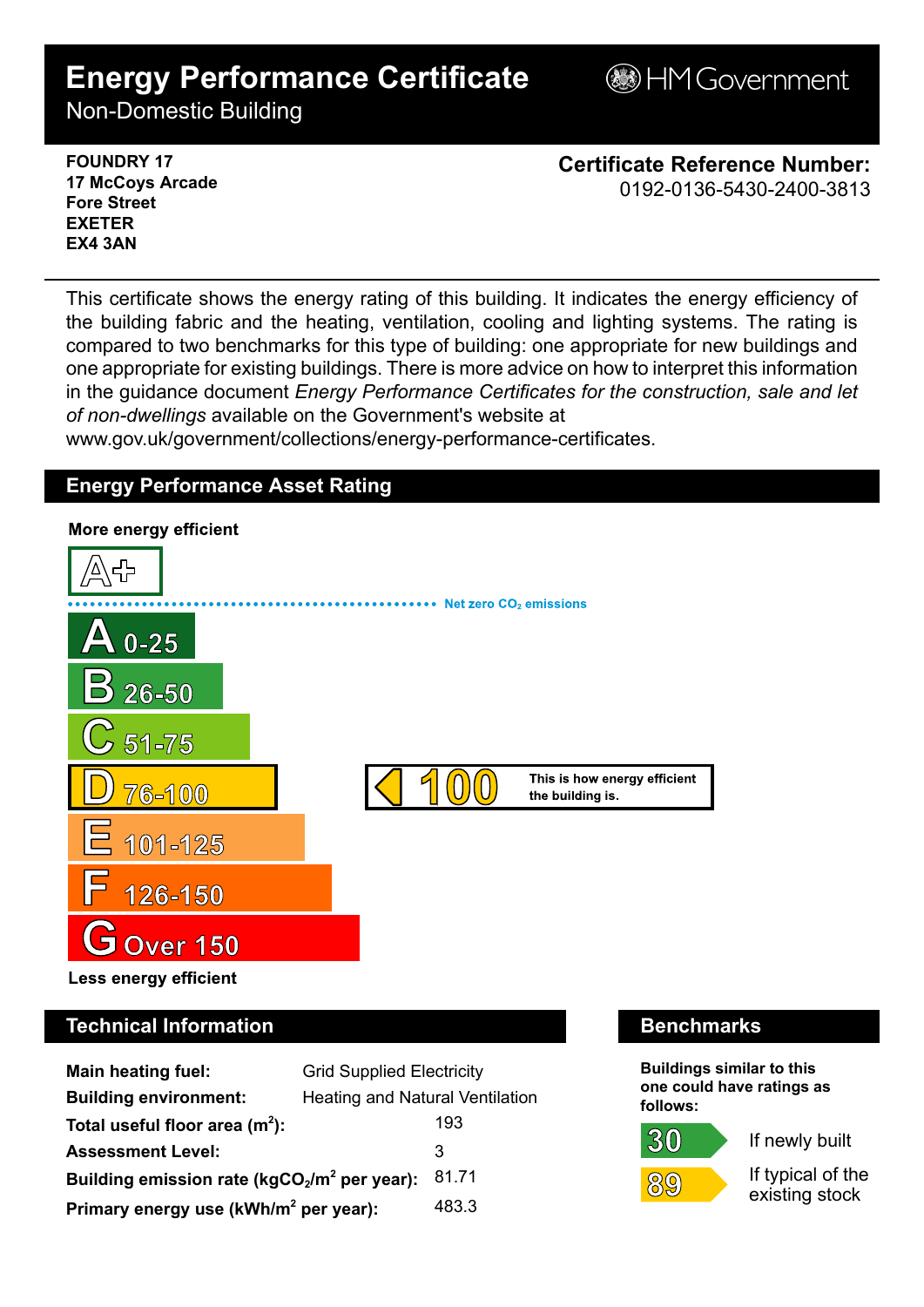# Energy Performance Certificate

Non-Domestic Building

HM Government

**FOUNDRY 17**
**17 McCoys Arcade**
**Fore Street**
**EXETER**
**EX4 3AN**

**Certificate Reference Number:**
0192-0136-5430-2400-3813

This certificate shows the energy rating of this building. It indicates the energy efficiency of the building fabric and the heating, ventilation, cooling and lighting systems. The rating is compared to two benchmarks for this type of building: one appropriate for new buildings and one appropriate for existing buildings. There is more advice on how to interpret this information in the guidance document *Energy Performance Certificates for the construction, sale and let of non-dwellings* available on the Government's website at www.gov.uk/government/collections/energy-performance-certificates.

## Energy Performance Asset Rating

**More energy efficient**

A+

Net zero $CO_2$ emissions

- A 0-25
- B 26-50
- C 51-75
- D 76-100
- E 101-125
- F 126-150
- G Over 150

**Less energy efficient**

**100** — This is how energy efficient the building is.

## Technical Information

| | |
|---|---|
| **Main heating fuel:** | Grid Supplied Electricity |
| **Building environment:** | Heating and Natural Ventilation |
| **Total useful floor area ($m^2$):** | 193 |
| **Assessment Level:** | 3 |
| **Building emission rate ($kgCO_2/m^2$ per year):** | 81.71 |
| **Primary energy use ($kWh/m^2$ per year):** | 483.3 |

## Benchmarks

**Buildings similar to this one could have ratings as follows:**

- **30** If newly built
- **89** If typical of the existing stock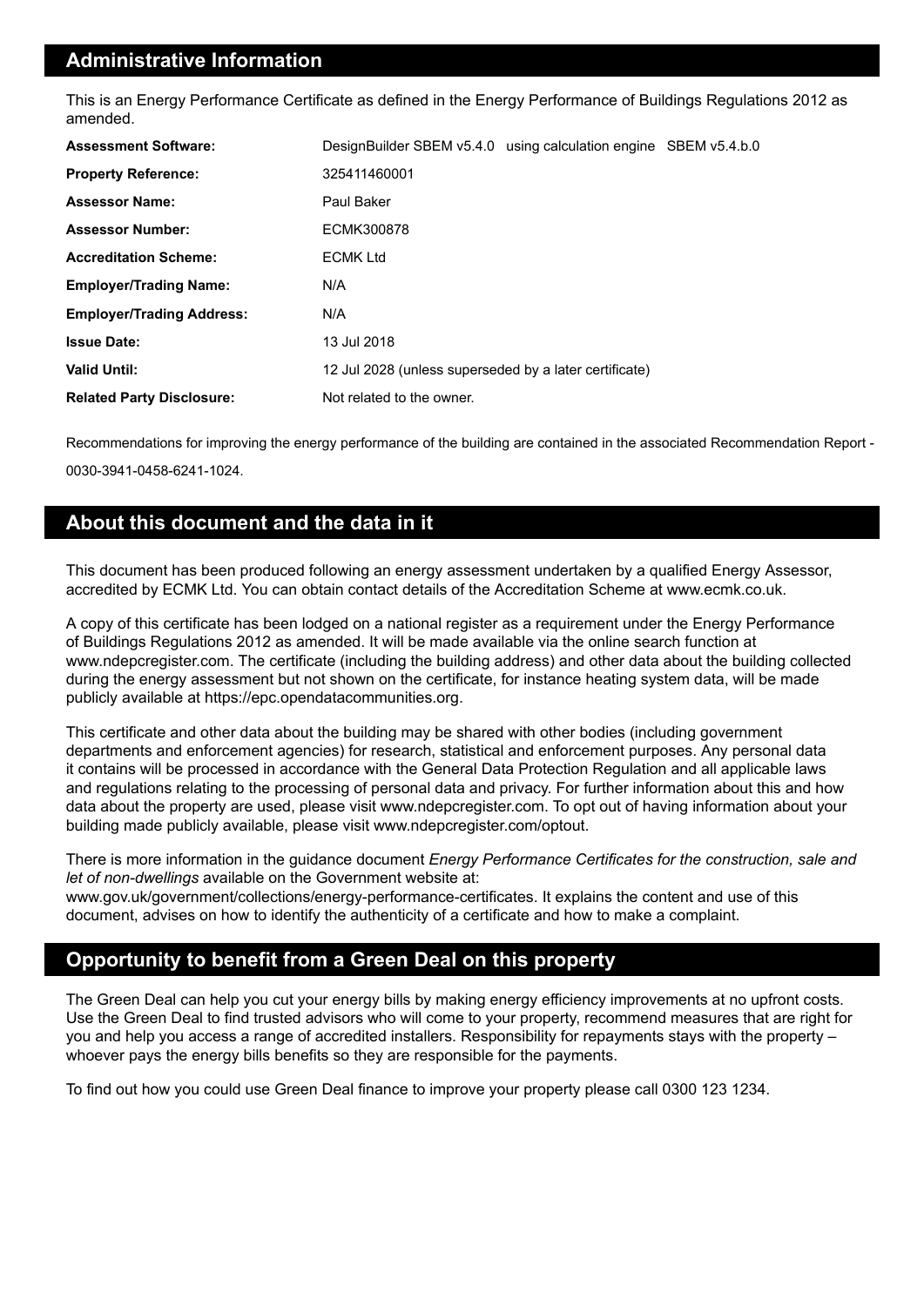## Administrative Information

This is an Energy Performance Certificate as defined in the Energy Performance of Buildings Regulations 2012 as amended.

| | |
|---|---|
| **Assessment Software:** | DesignBuilder SBEM v5.4.0 using calculation engine SBEM v5.4.b.0 |
| **Property Reference:** | 325411460001 |
| **Assessor Name:** | Paul Baker |
| **Assessor Number:** | ECMK300878 |
| **Accreditation Scheme:** | ECMK Ltd |
| **Employer/Trading Name:** | N/A |
| **Employer/Trading Address:** | N/A |
| **Issue Date:** | 13 Jul 2018 |
| **Valid Until:** | 12 Jul 2028 (unless superseded by a later certificate) |
| **Related Party Disclosure:** | Not related to the owner. |

Recommendations for improving the energy performance of the building are contained in the associated Recommendation Report - 0030-3941-0458-6241-1024.

## About this document and the data in it

This document has been produced following an energy assessment undertaken by a qualified Energy Assessor, accredited by ECMK Ltd. You can obtain contact details of the Accreditation Scheme at www.ecmk.co.uk.

A copy of this certificate has been lodged on a national register as a requirement under the Energy Performance of Buildings Regulations 2012 as amended. It will be made available via the online search function at www.ndepcregister.com. The certificate (including the building address) and other data about the building collected during the energy assessment but not shown on the certificate, for instance heating system data, will be made publicly available at https://epc.opendatacommunities.org.

This certificate and other data about the building may be shared with other bodies (including government departments and enforcement agencies) for research, statistical and enforcement purposes. Any personal data it contains will be processed in accordance with the General Data Protection Regulation and all applicable laws and regulations relating to the processing of personal data and privacy. For further information about this and how data about the property are used, please visit www.ndepcregister.com. To opt out of having information about your building made publicly available, please visit www.ndepcregister.com/optout.

There is more information in the guidance document *Energy Performance Certificates for the construction, sale and let of non-dwellings* available on the Government website at: www.gov.uk/government/collections/energy-performance-certificates. It explains the content and use of this document, advises on how to identify the authenticity of a certificate and how to make a complaint.

## Opportunity to benefit from a Green Deal on this property

The Green Deal can help you cut your energy bills by making energy efficiency improvements at no upfront costs. Use the Green Deal to find trusted advisors who will come to your property, recommend measures that are right for you and help you access a range of accredited installers. Responsibility for repayments stays with the property – whoever pays the energy bills benefits so they are responsible for the payments.

To find out how you could use Green Deal finance to improve your property please call 0300 123 1234.